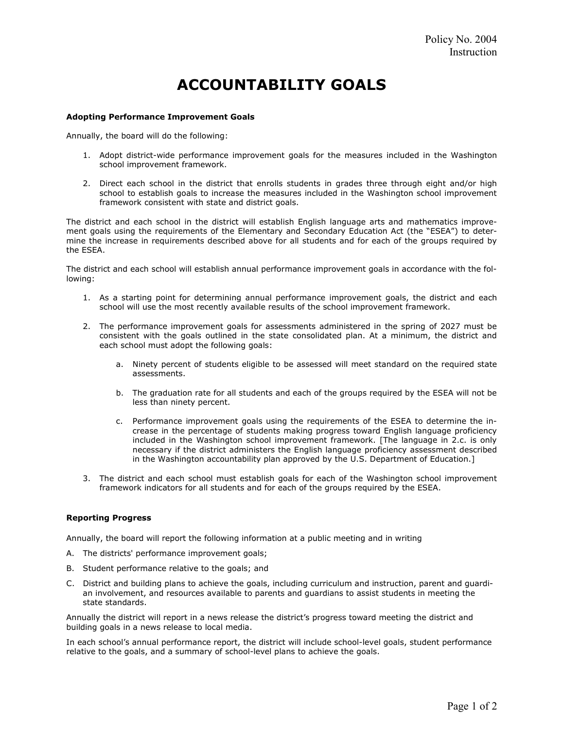Policy No. 2004
Instruction

# ACCOUNTABILITY GOALS

**Adopting Performance Improvement Goals**

Annually, the board will do the following:

1. Adopt district-wide performance improvement goals for the measures included in the Washington school improvement framework.
2. Direct each school in the district that enrolls students in grades three through eight and/or high school to establish goals to increase the measures included in the Washington school improvement framework consistent with state and district goals.

The district and each school in the district will establish English language arts and mathematics improvement goals using the requirements of the Elementary and Secondary Education Act (the "ESEA") to determine the increase in requirements described above for all students and for each of the groups required by the ESEA.

The district and each school will establish annual performance improvement goals in accordance with the following:

1. As a starting point for determining annual performance improvement goals, the district and each school will use the most recently available results of the school improvement framework.
2. The performance improvement goals for assessments administered in the spring of 2027 must be consistent with the goals outlined in the state consolidated plan. At a minimum, the district and each school must adopt the following goals:
    a. Ninety percent of students eligible to be assessed will meet standard on the required state assessments.
    b. The graduation rate for all students and each of the groups required by the ESEA will not be less than ninety percent.
    c. Performance improvement goals using the requirements of the ESEA to determine the increase in the percentage of students making progress toward English language proficiency included in the Washington school improvement framework. [The language in 2.c. is only necessary if the district administers the English language proficiency assessment described in the Washington accountability plan approved by the U.S. Department of Education.]
3. The district and each school must establish goals for each of the Washington school improvement framework indicators for all students and for each of the groups required by the ESEA.

**Reporting Progress**

Annually, the board will report the following information at a public meeting and in writing

A. The districts' performance improvement goals;

B. Student performance relative to the goals; and

C. District and building plans to achieve the goals, including curriculum and instruction, parent and guardian involvement, and resources available to parents and guardians to assist students in meeting the state standards.

Annually the district will report in a news release the district's progress toward meeting the district and building goals in a news release to local media.

In each school's annual performance report, the district will include school-level goals, student performance relative to the goals, and a summary of school-level plans to achieve the goals.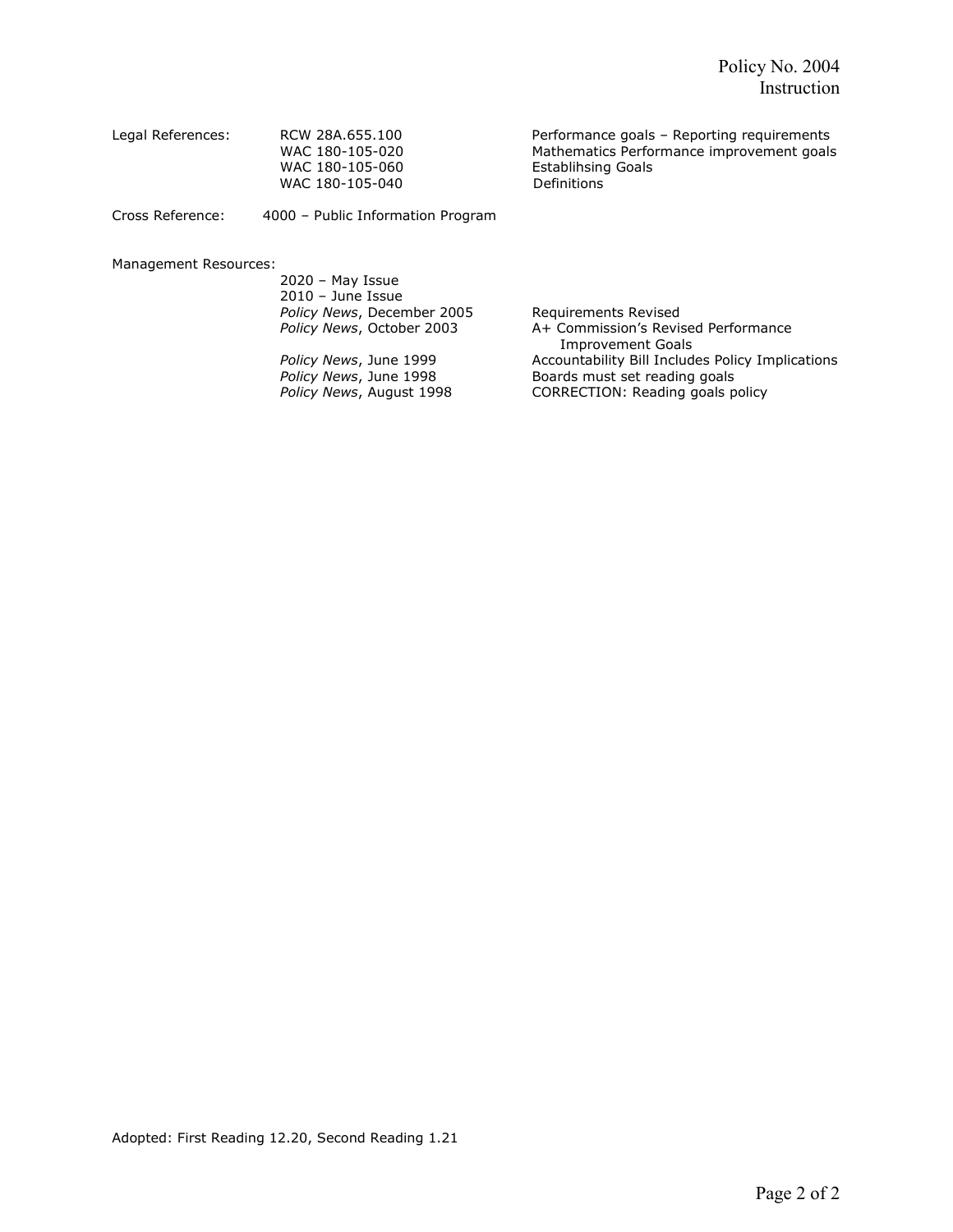Legal References:

| | | |
|---|---|---|
| | RCW 28A.655.100 | Performance goals – Reporting requirements |
| | WAC 180-105-020 | Mathematics Performance improvement goals |
| | WAC 180-105-060 | Establihsing Goals |
| | WAC 180-105-040 | Definitions |

Cross Reference: 4000 – Public Information Program

Management Resources:

| | |
|---|---|
| 2020 – May Issue | |
| 2010 – June Issue | |
| *Policy News*, December 2005 | Requirements Revised |
| *Policy News*, October 2003 | A+ Commission's Revised Performance Improvement Goals |
| *Policy News*, June 1999 | Accountability Bill Includes Policy Implications |
| *Policy News*, June 1998 | Boards must set reading goals |
| *Policy News*, August 1998 | CORRECTION: Reading goals policy |

Adopted: First Reading 12.20, Second Reading 1.21